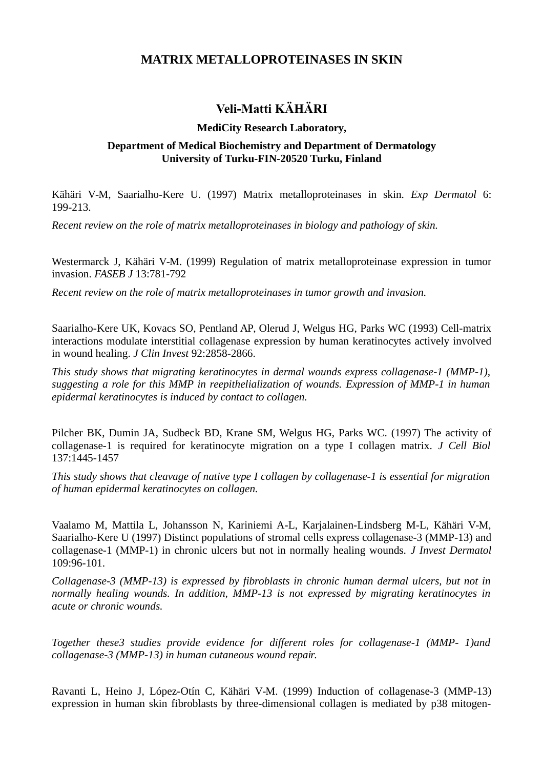# MATRIX METALLOPROTEINASES IN SKIN

## Veli-Matti KÄHÄRI

**MediCity Research Laboratory,**

**Department of Medical Biochemistry and Department of Dermatology**
**University of Turku-FIN-20520 Turku, Finland**

Kähäri V-M, Saarialho-Kere U. (1997) Matrix metalloproteinases in skin. *Exp Dermatol* 6: 199-213.

*Recent review on the role of matrix metalloproteinases in biology and pathology of skin.*

Westermarck J, Kähäri V-M. (1999) Regulation of matrix metalloproteinase expression in tumor invasion. *FASEB J* 13:781-792

*Recent review on the role of matrix metalloproteinases in tumor growth and invasion.*

Saarialho-Kere UK, Kovacs SO, Pentland AP, Olerud J, Welgus HG, Parks WC (1993) Cell-matrix interactions modulate interstitial collagenase expression by human keratinocytes actively involved in wound healing. *J Clin Invest* 92:2858-2866.

*This study shows that migrating keratinocytes in dermal wounds express collagenase-1 (MMP-1), suggesting a role for this MMP in reepithelialization of wounds. Expression of MMP-1 in human epidermal keratinocytes is induced by contact to collagen.*

Pilcher BK, Dumin JA, Sudbeck BD, Krane SM, Welgus HG, Parks WC. (1997) The activity of collagenase-1 is required for keratinocyte migration on a type I collagen matrix. *J Cell Biol* 137:1445-1457

*This study shows that cleavage of native type I collagen by collagenase-1 is essential for migration of human epidermal keratinocytes on collagen.*

Vaalamo M, Mattila L, Johansson N, Kariniemi A-L, Karjalainen-Lindsberg M-L, Kähäri V-M, Saarialho-Kere U (1997) Distinct populations of stromal cells express collagenase-3 (MMP-13) and collagenase-1 (MMP-1) in chronic ulcers but not in normally healing wounds. *J Invest Dermatol* 109:96-101.

*Collagenase-3 (MMP-13) is expressed by fibroblasts in chronic human dermal ulcers, but not in normally healing wounds. In addition, MMP-13 is not expressed by migrating keratinocytes in acute or chronic wounds.*

*Together these3 studies provide evidence for different roles for collagenase-1 (MMP- 1)and collagenase-3 (MMP-13) in human cutaneous wound repair.*

Ravanti L, Heino J, López-Otín C, Kähäri V-M. (1999) Induction of collagenase-3 (MMP-13) expression in human skin fibroblasts by three-dimensional collagen is mediated by p38 mitogen-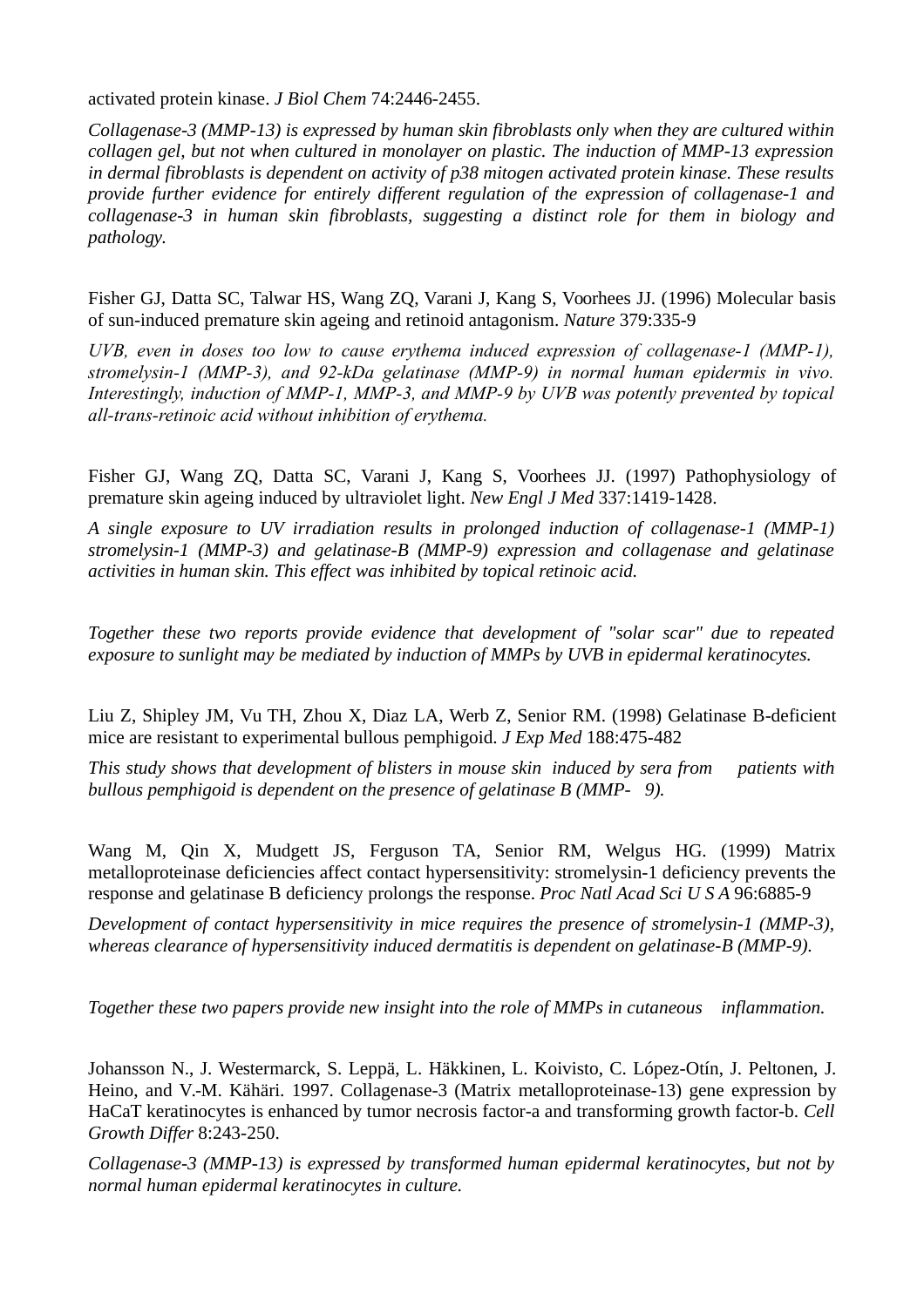activated protein kinase. *J Biol Chem* 74:2446-2455.

*Collagenase-3 (MMP-13) is expressed by human skin fibroblasts only when they are cultured within collagen gel, but not when cultured in monolayer on plastic. The induction of MMP-13 expression in dermal fibroblasts is dependent on activity of p38 mitogen activated protein kinase. These results provide further evidence for entirely different regulation of the expression of collagenase-1 and collagenase-3 in human skin fibroblasts, suggesting a distinct role for them in biology and pathology.*

Fisher GJ, Datta SC, Talwar HS, Wang ZQ, Varani J, Kang S, Voorhees JJ. (1996) Molecular basis of sun-induced premature skin ageing and retinoid antagonism. *Nature* 379:335-9

*UVB, even in doses too low to cause erythema induced expression of collagenase-1 (MMP-1), stromelysin-1 (MMP-3), and 92-kDa gelatinase (MMP-9) in normal human epidermis in vivo. Interestingly, induction of MMP-1, MMP-3, and MMP-9 by UVB was potently prevented by topical all-trans-retinoic acid without inhibition of erythema.*

Fisher GJ, Wang ZQ, Datta SC, Varani J, Kang S, Voorhees JJ. (1997) Pathophysiology of premature skin ageing induced by ultraviolet light. *New Engl J Med* 337:1419-1428.

*A single exposure to UV irradiation results in prolonged induction of collagenase-1 (MMP-1) stromelysin-1 (MMP-3) and gelatinase-B (MMP-9) expression and collagenase and gelatinase activities in human skin. This effect was inhibited by topical retinoic acid.*

*Together these two reports provide evidence that development of "solar scar" due to repeated exposure to sunlight may be mediated by induction of MMPs by UVB in epidermal keratinocytes.*

Liu Z, Shipley JM, Vu TH, Zhou X, Diaz LA, Werb Z, Senior RM. (1998) Gelatinase B-deficient mice are resistant to experimental bullous pemphigoid. *J Exp Med* 188:475-482

*This study shows that development of blisters in mouse skin induced by sera from patients with bullous pemphigoid is dependent on the presence of gelatinase B (MMP- 9).*

Wang M, Qin X, Mudgett JS, Ferguson TA, Senior RM, Welgus HG. (1999) Matrix metalloproteinase deficiencies affect contact hypersensitivity: stromelysin-1 deficiency prevents the response and gelatinase B deficiency prolongs the response. *Proc Natl Acad Sci U S A* 96:6885-9

*Development of contact hypersensitivity in mice requires the presence of stromelysin-1 (MMP-3), whereas clearance of hypersensitivity induced dermatitis is dependent on gelatinase-B (MMP-9).*

*Together these two papers provide new insight into the role of MMPs in cutaneous inflammation.*

Johansson N., J. Westermarck, S. Leppä, L. Häkkinen, L. Koivisto, C. López-Otín, J. Peltonen, J. Heino, and V.-M. Kähäri. 1997. Collagenase-3 (Matrix metalloproteinase-13) gene expression by HaCaT keratinocytes is enhanced by tumor necrosis factor-a and transforming growth factor-b. *Cell Growth Differ* 8:243-250.

*Collagenase-3 (MMP-13) is expressed by transformed human epidermal keratinocytes, but not by normal human epidermal keratinocytes in culture.*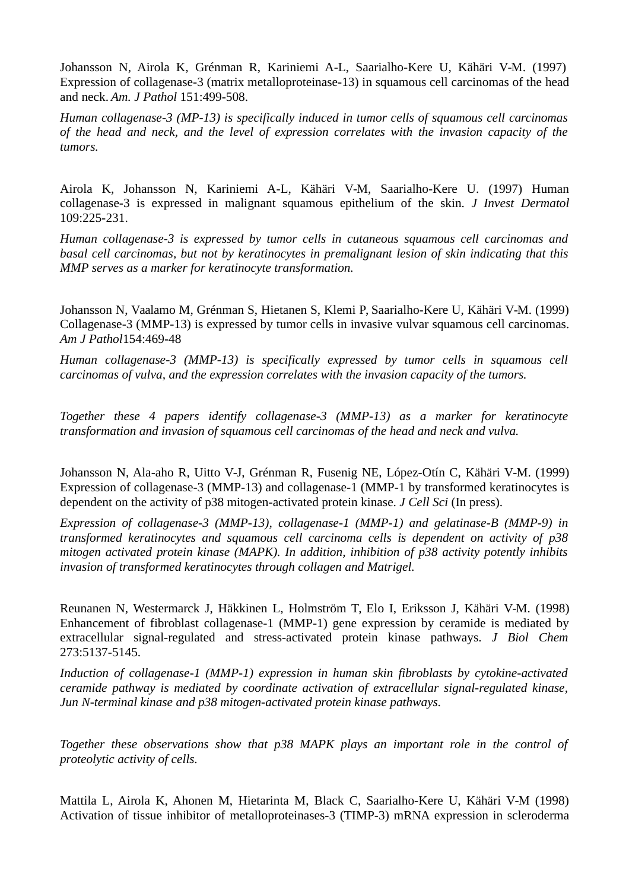Johansson N, Airola K, Grénman R, Kariniemi A-L, Saarialho-Kere U, Kähäri V-M. (1997) Expression of collagenase-3 (matrix metalloproteinase-13) in squamous cell carcinomas of the head and neck. *Am. J Pathol* 151:499-508.

*Human collagenase-3 (MP-13) is specifically induced in tumor cells of squamous cell carcinomas of the head and neck, and the level of expression correlates with the invasion capacity of the tumors.*

Airola K, Johansson N, Kariniemi A-L, Kähäri V-M, Saarialho-Kere U. (1997) Human collagenase-3 is expressed in malignant squamous epithelium of the skin. *J Invest Dermatol* 109:225-231.

*Human collagenase-3 is expressed by tumor cells in cutaneous squamous cell carcinomas and basal cell carcinomas, but not by keratinocytes in premalignant lesion of skin indicating that this MMP serves as a marker for keratinocyte transformation.*

Johansson N, Vaalamo M, Grénman S, Hietanen S, Klemi P, Saarialho-Kere U, Kähäri V-M. (1999) Collagenase-3 (MMP-13) is expressed by tumor cells in invasive vulvar squamous cell carcinomas. *Am J Pathol*154:469-48

*Human collagenase-3 (MMP-13) is specifically expressed by tumor cells in squamous cell carcinomas of vulva, and the expression correlates with the invasion capacity of the tumors.*

*Together these 4 papers identify collagenase-3 (MMP-13) as a marker for keratinocyte transformation and invasion of squamous cell carcinomas of the head and neck and vulva.*

Johansson N, Ala-aho R, Uitto V-J, Grénman R, Fusenig NE, López-Otín C, Kähäri V-M. (1999) Expression of collagenase-3 (MMP-13) and collagenase-1 (MMP-1 by transformed keratinocytes is dependent on the activity of p38 mitogen-activated protein kinase. *J Cell Sci* (In press).

*Expression of collagenase-3 (MMP-13), collagenase-1 (MMP-1) and gelatinase-B (MMP-9) in transformed keratinocytes and squamous cell carcinoma cells is dependent on activity of p38 mitogen activated protein kinase (MAPK). In addition, inhibition of p38 activity potently inhibits invasion of transformed keratinocytes through collagen and Matrigel.*

Reunanen N, Westermarck J, Häkkinen L, Holmström T, Elo I, Eriksson J, Kähäri V-M. (1998) Enhancement of fibroblast collagenase-1 (MMP-1) gene expression by ceramide is mediated by extracellular signal-regulated and stress-activated protein kinase pathways. *J Biol Chem* 273:5137-5145.

*Induction of collagenase-1 (MMP-1) expression in human skin fibroblasts by cytokine-activated ceramide pathway is mediated by coordinate activation of extracellular signal-regulated kinase, Jun N-terminal kinase and p38 mitogen-activated protein kinase pathways.*

*Together these observations show that p38 MAPK plays an important role in the control of proteolytic activity of cells.*

Mattila L, Airola K, Ahonen M, Hietarinta M, Black C, Saarialho-Kere U, Kähäri V-M (1998) Activation of tissue inhibitor of metalloproteinases-3 (TIMP-3) mRNA expression in scleroderma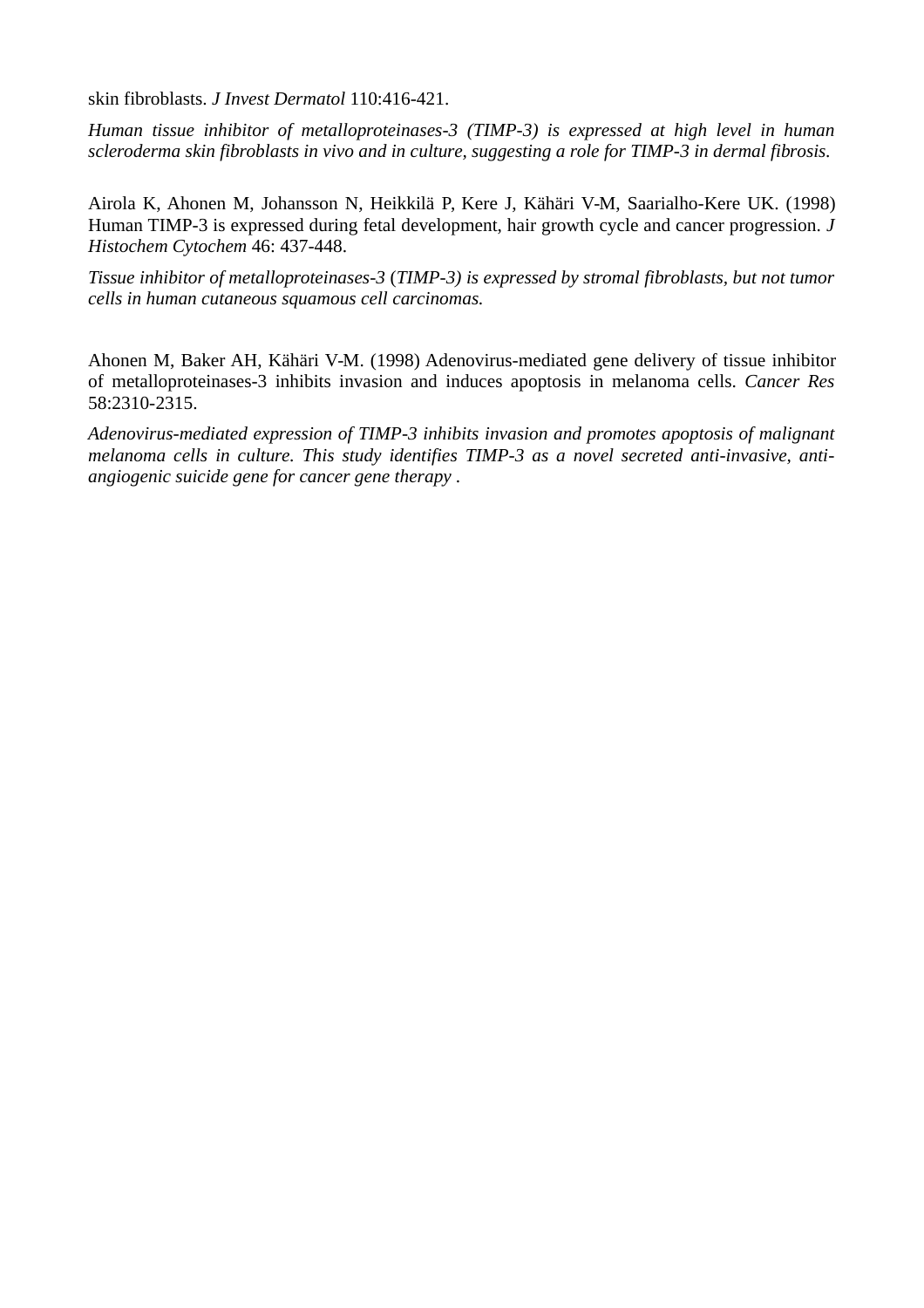skin fibroblasts. *J Invest Dermatol* 110:416-421.

*Human tissue inhibitor of metalloproteinases-3 (TIMP-3) is expressed at high level in human scleroderma skin fibroblasts in vivo and in culture, suggesting a role for TIMP-3 in dermal fibrosis.*

Airola K, Ahonen M, Johansson N, Heikkilä P, Kere J, Kähäri V-M, Saarialho-Kere UK. (1998) Human TIMP-3 is expressed during fetal development, hair growth cycle and cancer progression. *J Histochem Cytochem* 46: 437-448.

*Tissue inhibitor of metalloproteinases-3 (TIMP-3) is expressed by stromal fibroblasts, but not tumor cells in human cutaneous squamous cell carcinomas.*

Ahonen M, Baker AH, Kähäri V-M. (1998) Adenovirus-mediated gene delivery of tissue inhibitor of metalloproteinases-3 inhibits invasion and induces apoptosis in melanoma cells. *Cancer Res* 58:2310-2315.

*Adenovirus-mediated expression of TIMP-3 inhibits invasion and promotes apoptosis of malignant melanoma cells in culture. This study identifies TIMP-3 as a novel secreted anti-invasive, anti-angiogenic suicide gene for cancer gene therapy .*